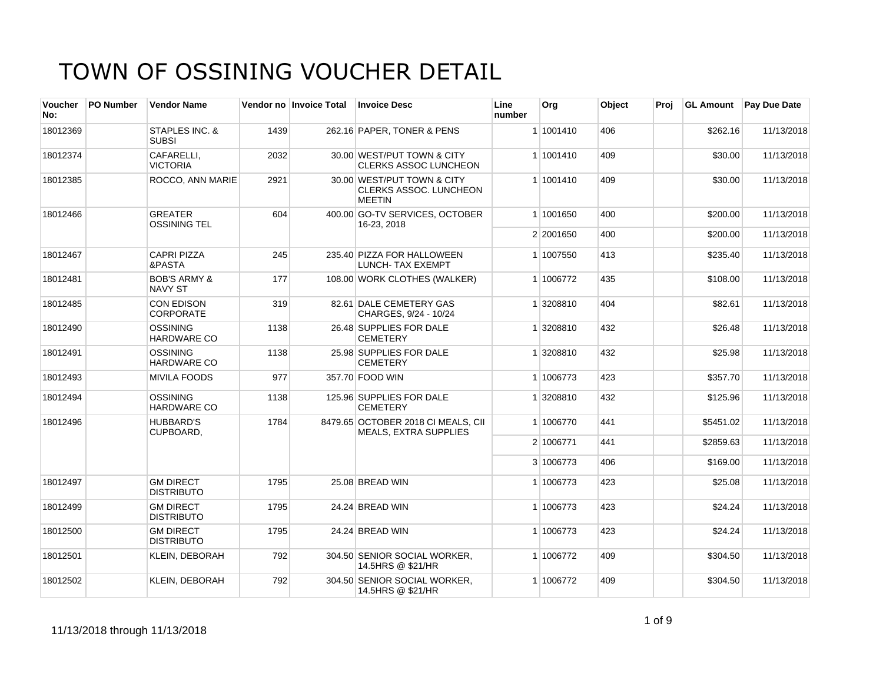# TOWN OF OSSINING VOUCHER DETAIL

| Voucher No: | PO Number | Vendor Name | Vendor no | Invoice Total | Invoice Desc | Line number | Org | Object | Proj | GL Amount | Pay Due Date |
|---|---|---|---|---|---|---|---|---|---|---|---|
| 18012369 | | STAPLES INC. & SUBSI | 1439 | 262.16 | PAPER, TONER & PENS | 1 | 1001410 | 406 | | $262.16 | 11/13/2018 |
| 18012374 | | CAFARELLI, VICTORIA | 2032 | 30.00 | WEST/PUT TOWN & CITY CLERKS ASSOC LUNCHEON | 1 | 1001410 | 409 | | $30.00 | 11/13/2018 |
| 18012385 | | ROCCO, ANN MARIE | 2921 | 30.00 | WEST/PUT TOWN & CITY CLERKS ASSOC. LUNCHEON MEETIN | 1 | 1001410 | 409 | | $30.00 | 11/13/2018 |
| 18012466 | | GREATER OSSINING TEL | 604 | 400.00 | GO-TV SERVICES, OCTOBER 16-23, 2018 | 1 | 1001650 | 400 | | $200.00 | 11/13/2018 |
| | | | | | | 2 | 2001650 | 400 | | $200.00 | 11/13/2018 |
| 18012467 | | CAPRI PIZZA &PASTA | 245 | 235.40 | PIZZA FOR HALLOWEEN LUNCH- TAX EXEMPT | 1 | 1007550 | 413 | | $235.40 | 11/13/2018 |
| 18012481 | | BOB'S ARMY & NAVY ST | 177 | 108.00 | WORK CLOTHES (WALKER) | 1 | 1006772 | 435 | | $108.00 | 11/13/2018 |
| 18012485 | | CON EDISON CORPORATE | 319 | 82.61 | DALE CEMETERY GAS CHARGES, 9/24 - 10/24 | 1 | 3208810 | 404 | | $82.61 | 11/13/2018 |
| 18012490 | | OSSINING HARDWARE CO | 1138 | 26.48 | SUPPLIES FOR DALE CEMETERY | 1 | 3208810 | 432 | | $26.48 | 11/13/2018 |
| 18012491 | | OSSINING HARDWARE CO | 1138 | 25.98 | SUPPLIES FOR DALE CEMETERY | 1 | 3208810 | 432 | | $25.98 | 11/13/2018 |
| 18012493 | | MIVILA FOODS | 977 | 357.70 | FOOD WIN | 1 | 1006773 | 423 | | $357.70 | 11/13/2018 |
| 18012494 | | OSSINING HARDWARE CO | 1138 | 125.96 | SUPPLIES FOR DALE CEMETERY | 1 | 3208810 | 432 | | $125.96 | 11/13/2018 |
| 18012496 | | HUBBARD'S CUPBOARD, | 1784 | 8479.65 | OCTOBER 2018 CI MEALS, CII MEALS, EXTRA SUPPLIES | 1 | 1006770 | 441 | | $5451.02 | 11/13/2018 |
| | | | | | | 2 | 1006771 | 441 | | $2859.63 | 11/13/2018 |
| | | | | | | 3 | 1006773 | 406 | | $169.00 | 11/13/2018 |
| 18012497 | | GM DIRECT DISTRIBUTO | 1795 | 25.08 | BREAD WIN | 1 | 1006773 | 423 | | $25.08 | 11/13/2018 |
| 18012499 | | GM DIRECT DISTRIBUTO | 1795 | 24.24 | BREAD WIN | 1 | 1006773 | 423 | | $24.24 | 11/13/2018 |
| 18012500 | | GM DIRECT DISTRIBUTO | 1795 | 24.24 | BREAD WIN | 1 | 1006773 | 423 | | $24.24 | 11/13/2018 |
| 18012501 | | KLEIN, DEBORAH | 792 | 304.50 | SENIOR SOCIAL WORKER, 14.5HRS @ $21/HR | 1 | 1006772 | 409 | | $304.50 | 11/13/2018 |
| 18012502 | | KLEIN, DEBORAH | 792 | 304.50 | SENIOR SOCIAL WORKER, 14.5HRS @ $21/HR | 1 | 1006772 | 409 | | $304.50 | 11/13/2018 |

11/13/2018 through 11/13/2018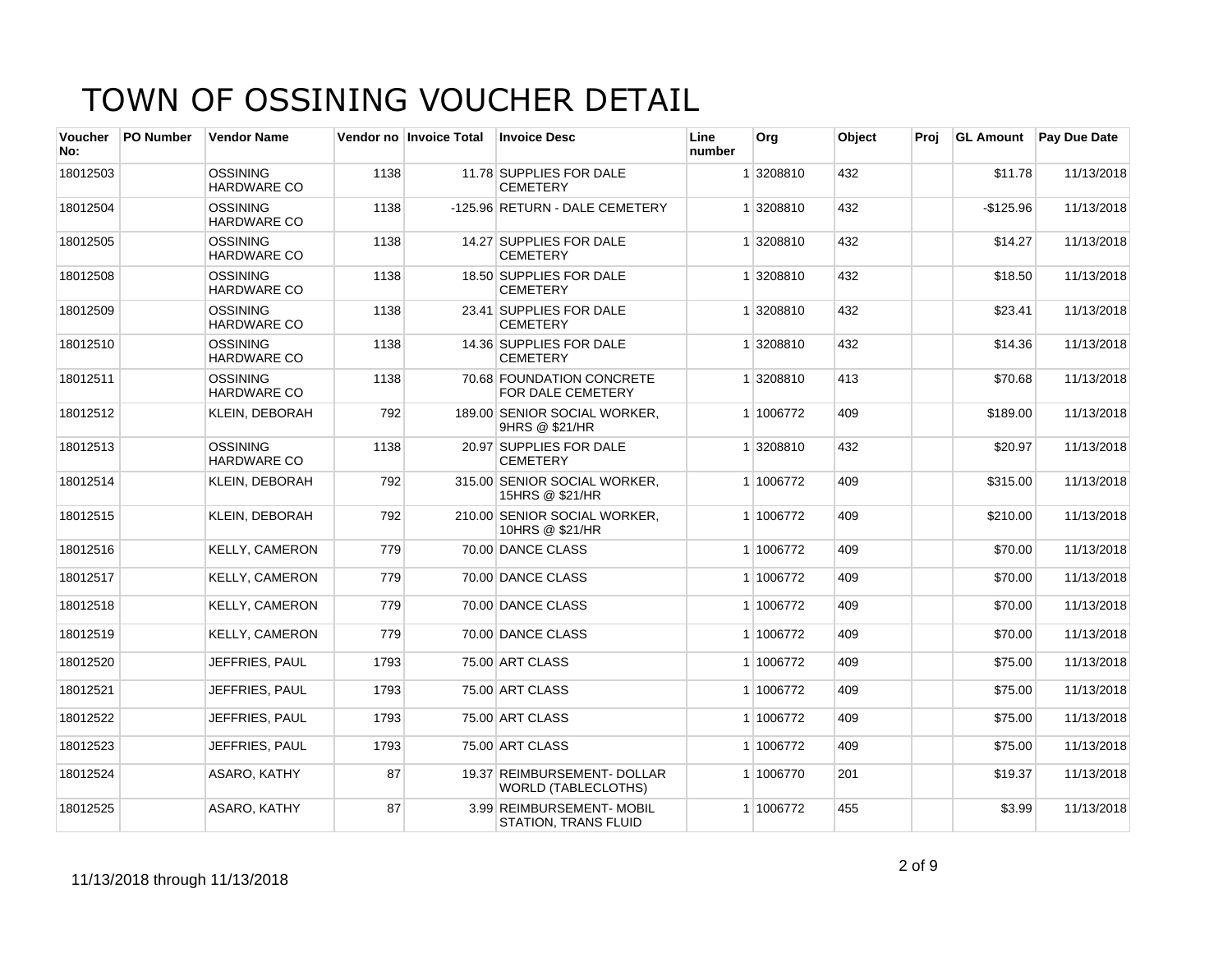# TOWN OF OSSINING VOUCHER DETAIL

| Voucher No: | PO Number | Vendor Name | Vendor no | Invoice Total | Invoice Desc | Line number | Org | Object | Proj | GL Amount | Pay Due Date |
|---|---|---|---|---|---|---|---|---|---|---|---|
| 18012503 | | OSSINING HARDWARE CO | 1138 | 11.78 | SUPPLIES FOR DALE CEMETERY | 1 | 3208810 | 432 | | $11.78 | 11/13/2018 |
| 18012504 | | OSSINING HARDWARE CO | 1138 | -125.96 | RETURN - DALE CEMETERY | 1 | 3208810 | 432 | | -$125.96 | 11/13/2018 |
| 18012505 | | OSSINING HARDWARE CO | 1138 | 14.27 | SUPPLIES FOR DALE CEMETERY | 1 | 3208810 | 432 | | $14.27 | 11/13/2018 |
| 18012508 | | OSSINING HARDWARE CO | 1138 | 18.50 | SUPPLIES FOR DALE CEMETERY | 1 | 3208810 | 432 | | $18.50 | 11/13/2018 |
| 18012509 | | OSSINING HARDWARE CO | 1138 | 23.41 | SUPPLIES FOR DALE CEMETERY | 1 | 3208810 | 432 | | $23.41 | 11/13/2018 |
| 18012510 | | OSSINING HARDWARE CO | 1138 | 14.36 | SUPPLIES FOR DALE CEMETERY | 1 | 3208810 | 432 | | $14.36 | 11/13/2018 |
| 18012511 | | OSSINING HARDWARE CO | 1138 | 70.68 | FOUNDATION CONCRETE FOR DALE CEMETERY | 1 | 3208810 | 413 | | $70.68 | 11/13/2018 |
| 18012512 | | KLEIN, DEBORAH | 792 | 189.00 | SENIOR SOCIAL WORKER, 9HRS @ $21/HR | 1 | 1006772 | 409 | | $189.00 | 11/13/2018 |
| 18012513 | | OSSINING HARDWARE CO | 1138 | 20.97 | SUPPLIES FOR DALE CEMETERY | 1 | 3208810 | 432 | | $20.97 | 11/13/2018 |
| 18012514 | | KLEIN, DEBORAH | 792 | 315.00 | SENIOR SOCIAL WORKER, 15HRS @ $21/HR | 1 | 1006772 | 409 | | $315.00 | 11/13/2018 |
| 18012515 | | KLEIN, DEBORAH | 792 | 210.00 | SENIOR SOCIAL WORKER, 10HRS @ $21/HR | 1 | 1006772 | 409 | | $210.00 | 11/13/2018 |
| 18012516 | | KELLY, CAMERON | 779 | 70.00 | DANCE CLASS | 1 | 1006772 | 409 | | $70.00 | 11/13/2018 |
| 18012517 | | KELLY, CAMERON | 779 | 70.00 | DANCE CLASS | 1 | 1006772 | 409 | | $70.00 | 11/13/2018 |
| 18012518 | | KELLY, CAMERON | 779 | 70.00 | DANCE CLASS | 1 | 1006772 | 409 | | $70.00 | 11/13/2018 |
| 18012519 | | KELLY, CAMERON | 779 | 70.00 | DANCE CLASS | 1 | 1006772 | 409 | | $70.00 | 11/13/2018 |
| 18012520 | | JEFFRIES, PAUL | 1793 | 75.00 | ART CLASS | 1 | 1006772 | 409 | | $75.00 | 11/13/2018 |
| 18012521 | | JEFFRIES, PAUL | 1793 | 75.00 | ART CLASS | 1 | 1006772 | 409 | | $75.00 | 11/13/2018 |
| 18012522 | | JEFFRIES, PAUL | 1793 | 75.00 | ART CLASS | 1 | 1006772 | 409 | | $75.00 | 11/13/2018 |
| 18012523 | | JEFFRIES, PAUL | 1793 | 75.00 | ART CLASS | 1 | 1006772 | 409 | | $75.00 | 11/13/2018 |
| 18012524 | | ASARO, KATHY | 87 | 19.37 | REIMBURSEMENT- DOLLAR WORLD (TABLECLOTHS) | 1 | 1006770 | 201 | | $19.37 | 11/13/2018 |
| 18012525 | | ASARO, KATHY | 87 | 3.99 | REIMBURSEMENT- MOBIL STATION, TRANS FLUID | 1 | 1006772 | 455 | | $3.99 | 11/13/2018 |

11/13/2018 through 11/13/2018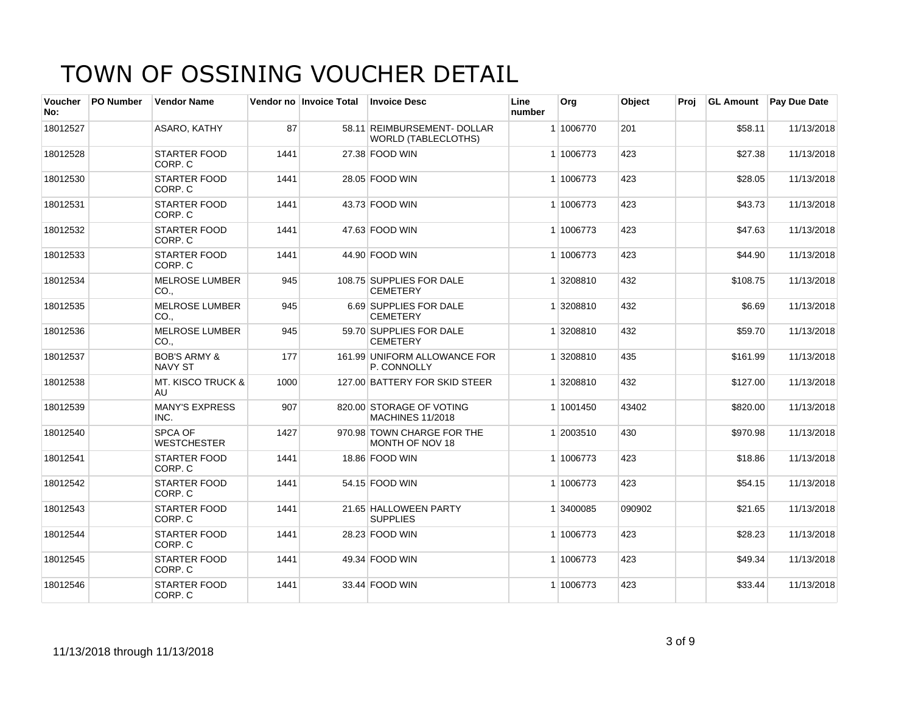# TOWN OF OSSINING VOUCHER DETAIL

| Voucher No: | PO Number | Vendor Name | Vendor no | Invoice Total | Invoice Desc | Line number | Org | Object | Proj | GL Amount | Pay Due Date |
|---|---|---|---|---|---|---|---|---|---|---|---|
| 18012527 | | ASARO, KATHY | 87 | 58.11 | REIMBURSEMENT- DOLLAR WORLD (TABLECLOTHS) | 1 | 1006770 | 201 | | $58.11 | 11/13/2018 |
| 18012528 | | STARTER FOOD CORP. C | 1441 | 27.38 | FOOD WIN | 1 | 1006773 | 423 | | $27.38 | 11/13/2018 |
| 18012530 | | STARTER FOOD CORP. C | 1441 | 28.05 | FOOD WIN | 1 | 1006773 | 423 | | $28.05 | 11/13/2018 |
| 18012531 | | STARTER FOOD CORP. C | 1441 | 43.73 | FOOD WIN | 1 | 1006773 | 423 | | $43.73 | 11/13/2018 |
| 18012532 | | STARTER FOOD CORP. C | 1441 | 47.63 | FOOD WIN | 1 | 1006773 | 423 | | $47.63 | 11/13/2018 |
| 18012533 | | STARTER FOOD CORP. C | 1441 | 44.90 | FOOD WIN | 1 | 1006773 | 423 | | $44.90 | 11/13/2018 |
| 18012534 | | MELROSE LUMBER CO., | 945 | 108.75 | SUPPLIES FOR DALE CEMETERY | 1 | 3208810 | 432 | | $108.75 | 11/13/2018 |
| 18012535 | | MELROSE LUMBER CO., | 945 | 6.69 | SUPPLIES FOR DALE CEMETERY | 1 | 3208810 | 432 | | $6.69 | 11/13/2018 |
| 18012536 | | MELROSE LUMBER CO., | 945 | 59.70 | SUPPLIES FOR DALE CEMETERY | 1 | 3208810 | 432 | | $59.70 | 11/13/2018 |
| 18012537 | | BOB'S ARMY & NAVY ST | 177 | 161.99 | UNIFORM ALLOWANCE FOR P. CONNOLLY | 1 | 3208810 | 435 | | $161.99 | 11/13/2018 |
| 18012538 | | MT. KISCO TRUCK & AU | 1000 | 127.00 | BATTERY FOR SKID STEER | 1 | 3208810 | 432 | | $127.00 | 11/13/2018 |
| 18012539 | | MANY'S EXPRESS INC. | 907 | 820.00 | STORAGE OF VOTING MACHINES 11/2018 | 1 | 1001450 | 43402 | | $820.00 | 11/13/2018 |
| 18012540 | | SPCA OF WESTCHESTER | 1427 | 970.98 | TOWN CHARGE FOR THE MONTH OF NOV 18 | 1 | 2003510 | 430 | | $970.98 | 11/13/2018 |
| 18012541 | | STARTER FOOD CORP. C | 1441 | 18.86 | FOOD WIN | 1 | 1006773 | 423 | | $18.86 | 11/13/2018 |
| 18012542 | | STARTER FOOD CORP. C | 1441 | 54.15 | FOOD WIN | 1 | 1006773 | 423 | | $54.15 | 11/13/2018 |
| 18012543 | | STARTER FOOD CORP. C | 1441 | 21.65 | HALLOWEEN PARTY SUPPLIES | 1 | 3400085 | 090902 | | $21.65 | 11/13/2018 |
| 18012544 | | STARTER FOOD CORP. C | 1441 | 28.23 | FOOD WIN | 1 | 1006773 | 423 | | $28.23 | 11/13/2018 |
| 18012545 | | STARTER FOOD CORP. C | 1441 | 49.34 | FOOD WIN | 1 | 1006773 | 423 | | $49.34 | 11/13/2018 |
| 18012546 | | STARTER FOOD CORP. C | 1441 | 33.44 | FOOD WIN | 1 | 1006773 | 423 | | $33.44 | 11/13/2018 |

11/13/2018 through 11/13/2018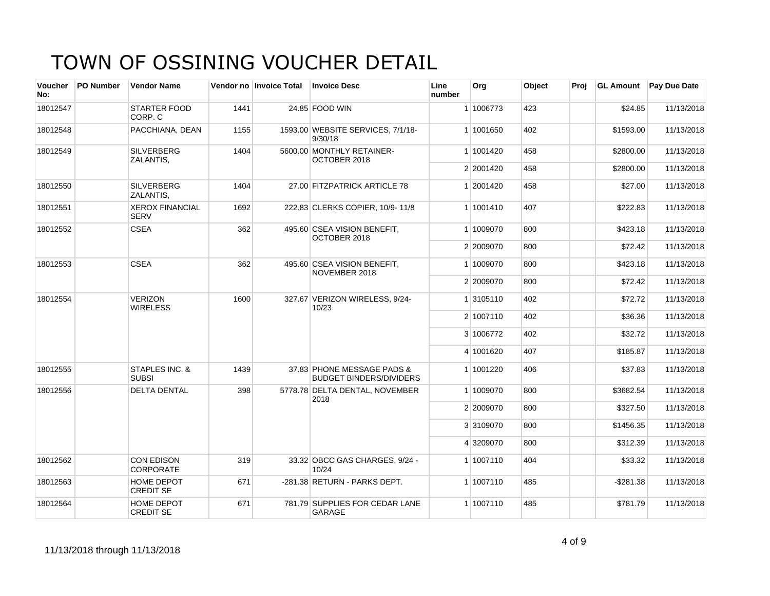# TOWN OF OSSINING VOUCHER DETAIL

| Voucher No: | PO Number | Vendor Name | Vendor no | Invoice Total | Invoice Desc | Line number | Org | Object | Proj | GL Amount | Pay Due Date |
|---|---|---|---|---|---|---|---|---|---|---|---|
| 18012547 | | STARTER FOOD CORP. C | 1441 | 24.85 | FOOD WIN | 1 | 1006773 | 423 | | $24.85 | 11/13/2018 |
| 18012548 | | PACCHIANA, DEAN | 1155 | 1593.00 | WEBSITE SERVICES, 7/1/18-9/30/18 | 1 | 1001650 | 402 | | $1593.00 | 11/13/2018 |
| 18012549 | | SILVERBERG ZALANTIS, | 1404 | 5600.00 | MONTHLY RETAINER-OCTOBER 2018 | 1 | 1001420 | 458 | | $2800.00 | 11/13/2018 |
| | | | | | | 2 | 2001420 | 458 | | $2800.00 | 11/13/2018 |
| 18012550 | | SILVERBERG ZALANTIS, | 1404 | 27.00 | FITZPATRICK ARTICLE 78 | 1 | 2001420 | 458 | | $27.00 | 11/13/2018 |
| 18012551 | | XEROX FINANCIAL SERV | 1692 | 222.83 | CLERKS COPIER, 10/9- 11/8 | 1 | 1001410 | 407 | | $222.83 | 11/13/2018 |
| 18012552 | | CSEA | 362 | 495.60 | CSEA VISION BENEFIT, OCTOBER 2018 | 1 | 1009070 | 800 | | $423.18 | 11/13/2018 |
| | | | | | | 2 | 2009070 | 800 | | $72.42 | 11/13/2018 |
| 18012553 | | CSEA | 362 | 495.60 | CSEA VISION BENEFIT, NOVEMBER 2018 | 1 | 1009070 | 800 | | $423.18 | 11/13/2018 |
| | | | | | | 2 | 2009070 | 800 | | $72.42 | 11/13/2018 |
| 18012554 | | VERIZON WIRELESS | 1600 | 327.67 | VERIZON WIRELESS, 9/24-10/23 | 1 | 3105110 | 402 | | $72.72 | 11/13/2018 |
| | | | | | | 2 | 1007110 | 402 | | $36.36 | 11/13/2018 |
| | | | | | | 3 | 1006772 | 402 | | $32.72 | 11/13/2018 |
| | | | | | | 4 | 1001620 | 407 | | $185.87 | 11/13/2018 |
| 18012555 | | STAPLES INC. & SUBSI | 1439 | 37.83 | PHONE MESSAGE PADS & BUDGET BINDERS/DIVIDERS | 1 | 1001220 | 406 | | $37.83 | 11/13/2018 |
| 18012556 | | DELTA DENTAL | 398 | 5778.78 | DELTA DENTAL, NOVEMBER 2018 | 1 | 1009070 | 800 | | $3682.54 | 11/13/2018 |
| | | | | | | 2 | 2009070 | 800 | | $327.50 | 11/13/2018 |
| | | | | | | 3 | 3109070 | 800 | | $1456.35 | 11/13/2018 |
| | | | | | | 4 | 3209070 | 800 | | $312.39 | 11/13/2018 |
| 18012562 | | CON EDISON CORPORATE | 319 | 33.32 | OBCC GAS CHARGES, 9/24 - 10/24 | 1 | 1007110 | 404 | | $33.32 | 11/13/2018 |
| 18012563 | | HOME DEPOT CREDIT SE | 671 | -281.38 | RETURN - PARKS DEPT. | 1 | 1007110 | 485 | | -$281.38 | 11/13/2018 |
| 18012564 | | HOME DEPOT CREDIT SE | 671 | 781.79 | SUPPLIES FOR CEDAR LANE GARAGE | 1 | 1007110 | 485 | | $781.79 | 11/13/2018 |

11/13/2018 through 11/13/2018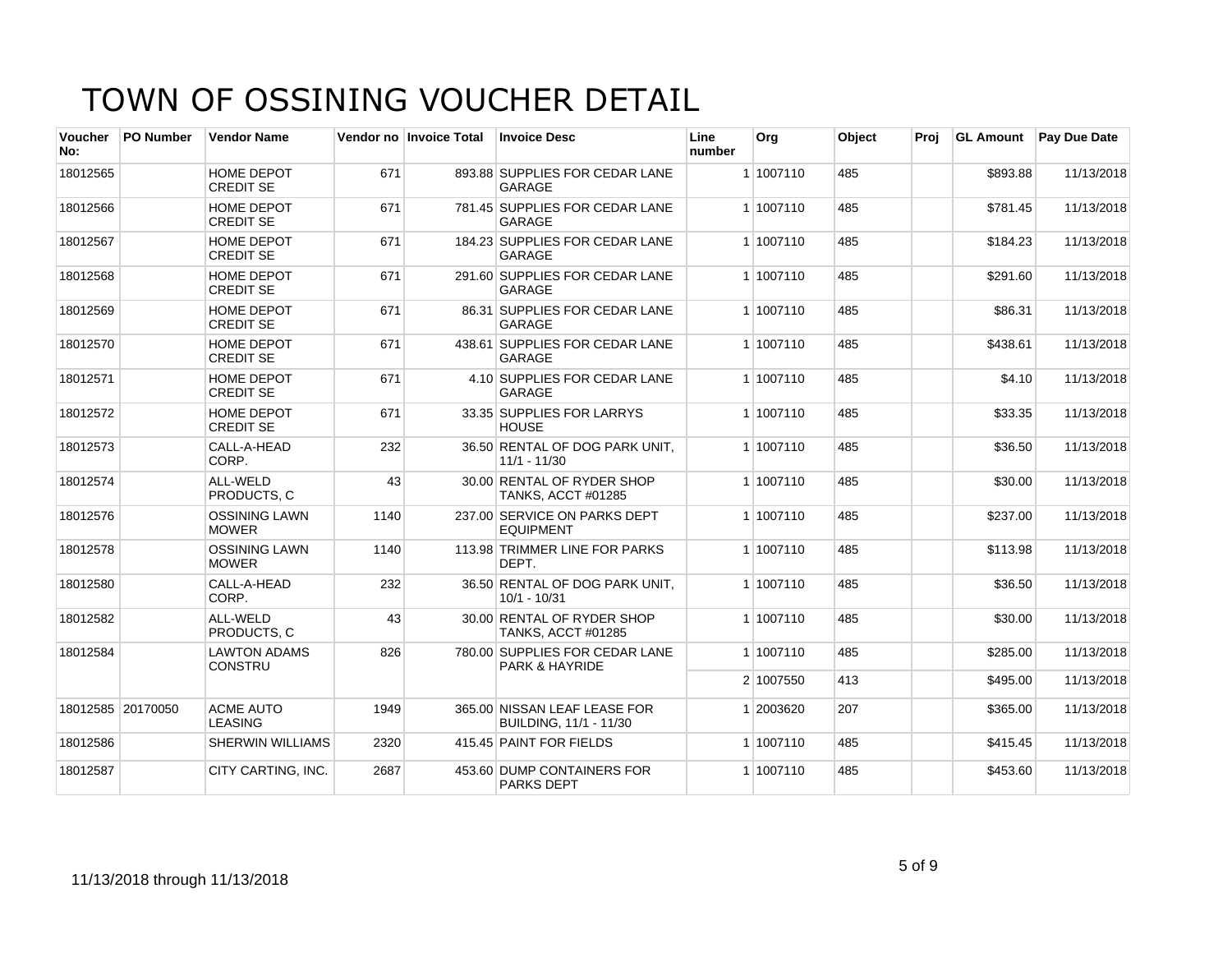# TOWN OF OSSINING VOUCHER DETAIL

| Voucher No: | PO Number | Vendor Name | Vendor no | Invoice Total | Invoice Desc | Line number | Org | Object | Proj | GL Amount | Pay Due Date |
|---|---|---|---|---|---|---|---|---|---|---|---|
| 18012565 | | HOME DEPOT CREDIT SE | 671 | 893.88 | SUPPLIES FOR CEDAR LANE GARAGE | 1 | 1007110 | 485 | | $893.88 | 11/13/2018 |
| 18012566 | | HOME DEPOT CREDIT SE | 671 | 781.45 | SUPPLIES FOR CEDAR LANE GARAGE | 1 | 1007110 | 485 | | $781.45 | 11/13/2018 |
| 18012567 | | HOME DEPOT CREDIT SE | 671 | 184.23 | SUPPLIES FOR CEDAR LANE GARAGE | 1 | 1007110 | 485 | | $184.23 | 11/13/2018 |
| 18012568 | | HOME DEPOT CREDIT SE | 671 | 291.60 | SUPPLIES FOR CEDAR LANE GARAGE | 1 | 1007110 | 485 | | $291.60 | 11/13/2018 |
| 18012569 | | HOME DEPOT CREDIT SE | 671 | 86.31 | SUPPLIES FOR CEDAR LANE GARAGE | 1 | 1007110 | 485 | | $86.31 | 11/13/2018 |
| 18012570 | | HOME DEPOT CREDIT SE | 671 | 438.61 | SUPPLIES FOR CEDAR LANE GARAGE | 1 | 1007110 | 485 | | $438.61 | 11/13/2018 |
| 18012571 | | HOME DEPOT CREDIT SE | 671 | 4.10 | SUPPLIES FOR CEDAR LANE GARAGE | 1 | 1007110 | 485 | | $4.10 | 11/13/2018 |
| 18012572 | | HOME DEPOT CREDIT SE | 671 | 33.35 | SUPPLIES FOR LARRYS HOUSE | 1 | 1007110 | 485 | | $33.35 | 11/13/2018 |
| 18012573 | | CALL-A-HEAD CORP. | 232 | 36.50 | RENTAL OF DOG PARK UNIT, 11/1 - 11/30 | 1 | 1007110 | 485 | | $36.50 | 11/13/2018 |
| 18012574 | | ALL-WELD PRODUCTS, C | 43 | 30.00 | RENTAL OF RYDER SHOP TANKS, ACCT #01285 | 1 | 1007110 | 485 | | $30.00 | 11/13/2018 |
| 18012576 | | OSSINING LAWN MOWER | 1140 | 237.00 | SERVICE ON PARKS DEPT EQUIPMENT | 1 | 1007110 | 485 | | $237.00 | 11/13/2018 |
| 18012578 | | OSSINING LAWN MOWER | 1140 | 113.98 | TRIMMER LINE FOR PARKS DEPT. | 1 | 1007110 | 485 | | $113.98 | 11/13/2018 |
| 18012580 | | CALL-A-HEAD CORP. | 232 | 36.50 | RENTAL OF DOG PARK UNIT, 10/1 - 10/31 | 1 | 1007110 | 485 | | $36.50 | 11/13/2018 |
| 18012582 | | ALL-WELD PRODUCTS, C | 43 | 30.00 | RENTAL OF RYDER SHOP TANKS, ACCT #01285 | 1 | 1007110 | 485 | | $30.00 | 11/13/2018 |
| 18012584 | | LAWTON ADAMS CONSTRU | 826 | 780.00 | SUPPLIES FOR CEDAR LANE PARK & HAYRIDE | 1 | 1007110 | 485 | | $285.00 | 11/13/2018 |
| | | | | | | 2 | 1007550 | 413 | | $495.00 | 11/13/2018 |
| 18012585 | 20170050 | ACME AUTO LEASING | 1949 | 365.00 | NISSAN LEAF LEASE FOR BUILDING, 11/1 - 11/30 | 1 | 2003620 | 207 | | $365.00 | 11/13/2018 |
| 18012586 | | SHERWIN WILLIAMS | 2320 | 415.45 | PAINT FOR FIELDS | 1 | 1007110 | 485 | | $415.45 | 11/13/2018 |
| 18012587 | | CITY CARTING, INC. | 2687 | 453.60 | DUMP CONTAINERS FOR PARKS DEPT | 1 | 1007110 | 485 | | $453.60 | 11/13/2018 |

11/13/2018 through 11/13/2018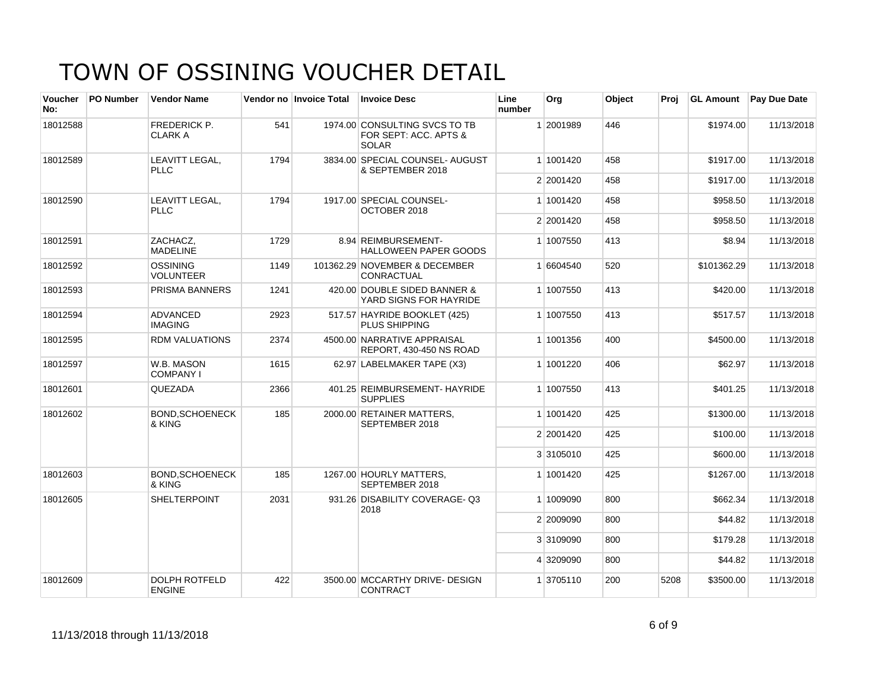# TOWN OF OSSINING VOUCHER DETAIL

| Voucher No: | PO Number | Vendor Name | Vendor no | Invoice Total | Invoice Desc | Line number | Org | Object | Proj | GL Amount | Pay Due Date |
|---|---|---|---|---|---|---|---|---|---|---|---|
| 18012588 | | FREDERICK P. CLARK A | 541 | 1974.00 | CONSULTING SVCS TO TB FOR SEPT: ACC. APTS & SOLAR | 1 | 2001989 | 446 | | $1974.00 | 11/13/2018 |
| 18012589 | | LEAVITT LEGAL, PLLC | 1794 | 3834.00 | SPECIAL COUNSEL- AUGUST & SEPTEMBER 2018 | 1 | 1001420 | 458 | | $1917.00 | 11/13/2018 |
| | | | | | | 2 | 2001420 | 458 | | $1917.00 | 11/13/2018 |
| 18012590 | | LEAVITT LEGAL, PLLC | 1794 | 1917.00 | SPECIAL COUNSEL- OCTOBER 2018 | 1 | 1001420 | 458 | | $958.50 | 11/13/2018 |
| | | | | | | 2 | 2001420 | 458 | | $958.50 | 11/13/2018 |
| 18012591 | | ZACHACZ, MADELINE | 1729 | 8.94 | REIMBURSEMENT- HALLOWEEN PAPER GOODS | 1 | 1007550 | 413 | | $8.94 | 11/13/2018 |
| 18012592 | | OSSINING VOLUNTEER | 1149 | 101362.29 | NOVEMBER & DECEMBER CONRACTUAL | 1 | 6604540 | 520 | | $101362.29 | 11/13/2018 |
| 18012593 | | PRISMA BANNERS | 1241 | 420.00 | DOUBLE SIDED BANNER & YARD SIGNS FOR HAYRIDE | 1 | 1007550 | 413 | | $420.00 | 11/13/2018 |
| 18012594 | | ADVANCED IMAGING | 2923 | 517.57 | HAYRIDE BOOKLET (425) PLUS SHIPPING | 1 | 1007550 | 413 | | $517.57 | 11/13/2018 |
| 18012595 | | RDM VALUATIONS | 2374 | 4500.00 | NARRATIVE APPRAISAL REPORT, 430-450 NS ROAD | 1 | 1001356 | 400 | | $4500.00 | 11/13/2018 |
| 18012597 | | W.B. MASON COMPANY I | 1615 | 62.97 | LABELMAKER TAPE (X3) | 1 | 1001220 | 406 | | $62.97 | 11/13/2018 |
| 18012601 | | QUEZADA | 2366 | 401.25 | REIMBURSEMENT- HAYRIDE SUPPLIES | 1 | 1007550 | 413 | | $401.25 | 11/13/2018 |
| 18012602 | | BOND,SCHOENECK & KING | 185 | 2000.00 | RETAINER MATTERS, SEPTEMBER 2018 | 1 | 1001420 | 425 | | $1300.00 | 11/13/2018 |
| | | | | | | 2 | 2001420 | 425 | | $100.00 | 11/13/2018 |
| | | | | | | 3 | 3105010 | 425 | | $600.00 | 11/13/2018 |
| 18012603 | | BOND,SCHOENECK & KING | 185 | 1267.00 | HOURLY MATTERS, SEPTEMBER 2018 | 1 | 1001420 | 425 | | $1267.00 | 11/13/2018 |
| 18012605 | | SHELTERPOINT | 2031 | 931.26 | DISABILITY COVERAGE- Q3 2018 | 1 | 1009090 | 800 | | $662.34 | 11/13/2018 |
| | | | | | | 2 | 2009090 | 800 | | $44.82 | 11/13/2018 |
| | | | | | | 3 | 3109090 | 800 | | $179.28 | 11/13/2018 |
| | | | | | | 4 | 3209090 | 800 | | $44.82 | 11/13/2018 |
| 18012609 | | DOLPH ROTFELD ENGINE | 422 | 3500.00 | MCCARTHY DRIVE- DESIGN CONTRACT | 1 | 3705110 | 200 | 5208 | $3500.00 | 11/13/2018 |

11/13/2018 through 11/13/2018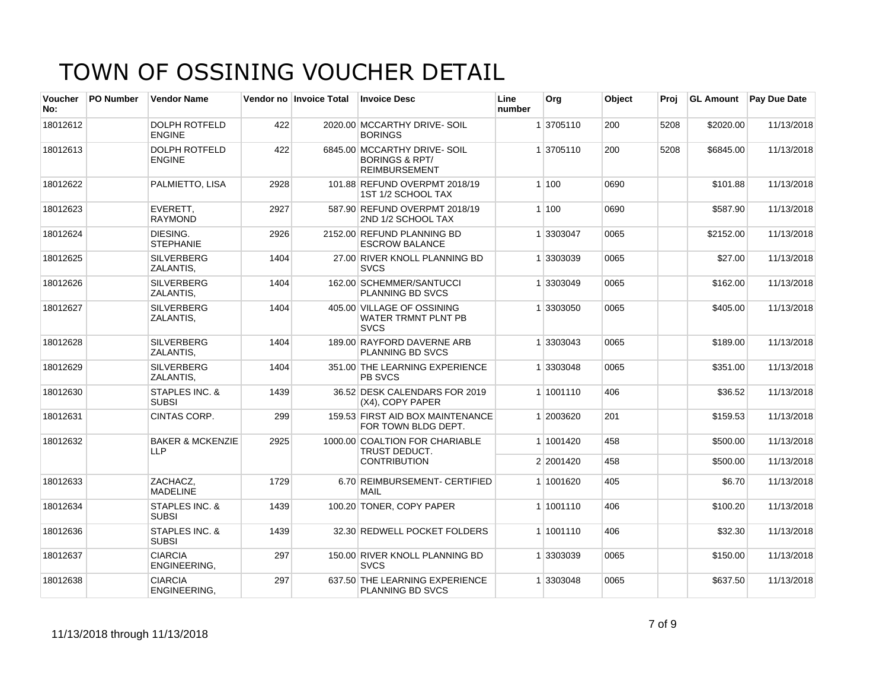# TOWN OF OSSINING VOUCHER DETAIL

| Voucher No: | PO Number | Vendor Name | Vendor no | Invoice Total | Invoice Desc | Line number | Org | Object | Proj | GL Amount | Pay Due Date |
|---|---|---|---|---|---|---|---|---|---|---|---|
| 18012612 | | DOLPH ROTFELD ENGINE | 422 | 2020.00 | MCCARTHY DRIVE- SOIL BORINGS | 1 | 3705110 | 200 | 5208 | $2020.00 | 11/13/2018 |
| 18012613 | | DOLPH ROTFELD ENGINE | 422 | 6845.00 | MCCARTHY DRIVE- SOIL BORINGS & RPT/ REIMBURSEMENT | 1 | 3705110 | 200 | 5208 | $6845.00 | 11/13/2018 |
| 18012622 | | PALMIETTO, LISA | 2928 | 101.88 | REFUND OVERPMT 2018/19 1ST 1/2 SCHOOL TAX | 1 | 100 | 0690 | | $101.88 | 11/13/2018 |
| 18012623 | | EVERETT, RAYMOND | 2927 | 587.90 | REFUND OVERPMT 2018/19 2ND 1/2 SCHOOL TAX | 1 | 100 | 0690 | | $587.90 | 11/13/2018 |
| 18012624 | | DIESING. STEPHANIE | 2926 | 2152.00 | REFUND PLANNING BD ESCROW BALANCE | 1 | 3303047 | 0065 | | $2152.00 | 11/13/2018 |
| 18012625 | | SILVERBERG ZALANTIS, | 1404 | 27.00 | RIVER KNOLL PLANNING BD SVCS | 1 | 3303039 | 0065 | | $27.00 | 11/13/2018 |
| 18012626 | | SILVERBERG ZALANTIS, | 1404 | 162.00 | SCHEMMER/SANTUCCI PLANNING BD SVCS | 1 | 3303049 | 0065 | | $162.00 | 11/13/2018 |
| 18012627 | | SILVERBERG ZALANTIS, | 1404 | 405.00 | VILLAGE OF OSSINING WATER TRMNT PLNT PB SVCS | 1 | 3303050 | 0065 | | $405.00 | 11/13/2018 |
| 18012628 | | SILVERBERG ZALANTIS, | 1404 | 189.00 | RAYFORD DAVERNE ARB PLANNING BD SVCS | 1 | 3303043 | 0065 | | $189.00 | 11/13/2018 |
| 18012629 | | SILVERBERG ZALANTIS, | 1404 | 351.00 | THE LEARNING EXPERIENCE PB SVCS | 1 | 3303048 | 0065 | | $351.00 | 11/13/2018 |
| 18012630 | | STAPLES INC. & SUBSI | 1439 | 36.52 | DESK CALENDARS FOR 2019 (X4), COPY PAPER | 1 | 1001110 | 406 | | $36.52 | 11/13/2018 |
| 18012631 | | CINTAS CORP. | 299 | 159.53 | FIRST AID BOX MAINTENANCE FOR TOWN BLDG DEPT. | 1 | 2003620 | 201 | | $159.53 | 11/13/2018 |
| 18012632 | | BAKER & MCKENZIE LLP | 2925 | 1000.00 | COALTION FOR CHARIABLE TRUST DEDUCT. CONTRIBUTION | 1 | 1001420 | 458 | | $500.00 | 11/13/2018 |
| | | | | | | 2 | 2001420 | 458 | | $500.00 | 11/13/2018 |
| 18012633 | | ZACHACZ, MADELINE | 1729 | 6.70 | REIMBURSEMENT- CERTIFIED MAIL | 1 | 1001620 | 405 | | $6.70 | 11/13/2018 |
| 18012634 | | STAPLES INC. & SUBSI | 1439 | 100.20 | TONER, COPY PAPER | 1 | 1001110 | 406 | | $100.20 | 11/13/2018 |
| 18012636 | | STAPLES INC. & SUBSI | 1439 | 32.30 | REDWELL POCKET FOLDERS | 1 | 1001110 | 406 | | $32.30 | 11/13/2018 |
| 18012637 | | CIARCIA ENGINEERING, | 297 | 150.00 | RIVER KNOLL PLANNING BD SVCS | 1 | 3303039 | 0065 | | $150.00 | 11/13/2018 |
| 18012638 | | CIARCIA ENGINEERING, | 297 | 637.50 | THE LEARNING EXPERIENCE PLANNING BD SVCS | 1 | 3303048 | 0065 | | $637.50 | 11/13/2018 |

11/13/2018 through 11/13/2018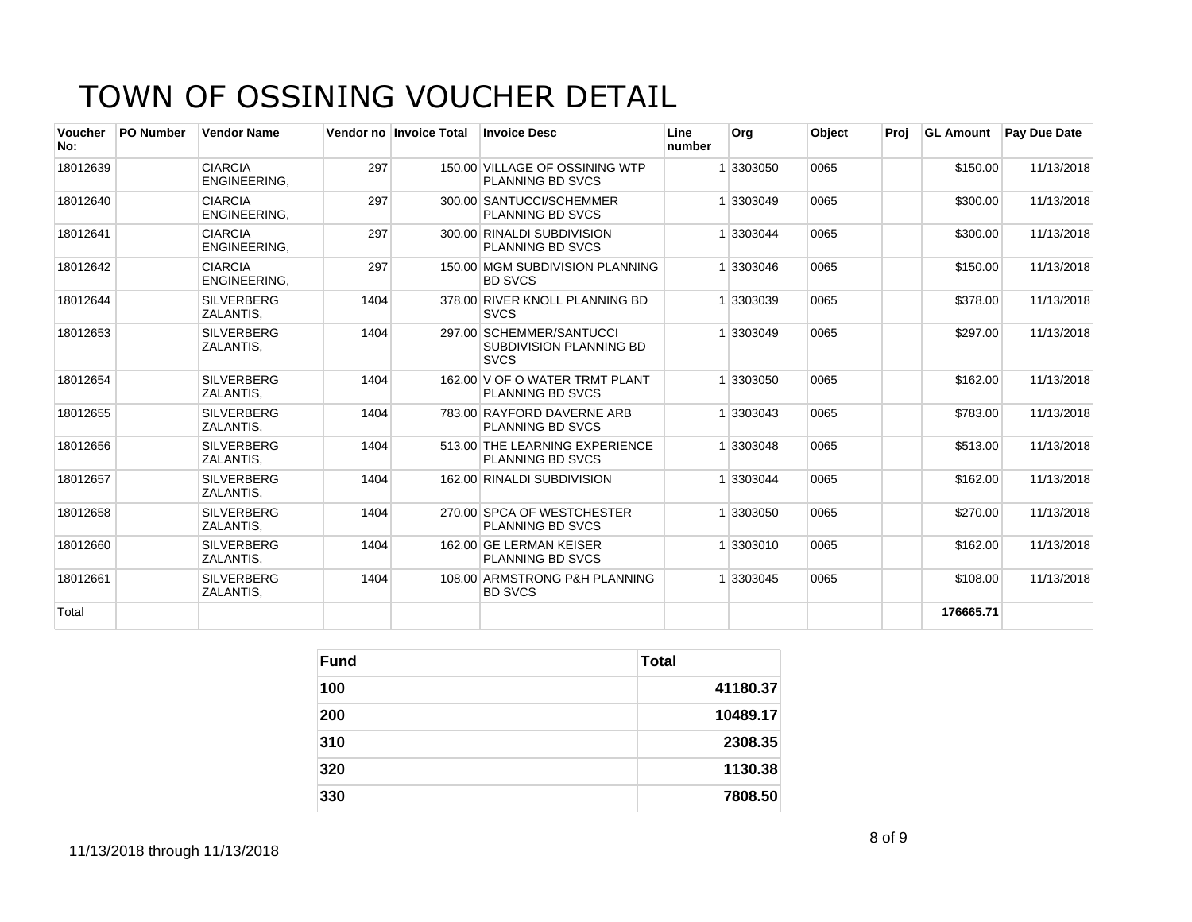# TOWN OF OSSINING VOUCHER DETAIL

| Voucher No: | PO Number | Vendor Name | Vendor no | Invoice Total | Invoice Desc | Line number | Org | Object | Proj | GL Amount | Pay Due Date |
|---|---|---|---|---|---|---|---|---|---|---|---|
| 18012639 | | CIARCIA ENGINEERING, | 297 | 150.00 | VILLAGE OF OSSINING WTP PLANNING BD SVCS | 1 | 3303050 | 0065 | | $150.00 | 11/13/2018 |
| 18012640 | | CIARCIA ENGINEERING, | 297 | 300.00 | SANTUCCI/SCHEMMER PLANNING BD SVCS | 1 | 3303049 | 0065 | | $300.00 | 11/13/2018 |
| 18012641 | | CIARCIA ENGINEERING, | 297 | 300.00 | RINALDI SUBDIVISION PLANNING BD SVCS | 1 | 3303044 | 0065 | | $300.00 | 11/13/2018 |
| 18012642 | | CIARCIA ENGINEERING, | 297 | 150.00 | MGM SUBDIVISION PLANNING BD SVCS | 1 | 3303046 | 0065 | | $150.00 | 11/13/2018 |
| 18012644 | | SILVERBERG ZALANTIS, | 1404 | 378.00 | RIVER KNOLL PLANNING BD SVCS | 1 | 3303039 | 0065 | | $378.00 | 11/13/2018 |
| 18012653 | | SILVERBERG ZALANTIS, | 1404 | 297.00 | SCHEMMER/SANTUCCI SUBDIVISION PLANNING BD SVCS | 1 | 3303049 | 0065 | | $297.00 | 11/13/2018 |
| 18012654 | | SILVERBERG ZALANTIS, | 1404 | 162.00 | V OF O WATER TRMT PLANT PLANNING BD SVCS | 1 | 3303050 | 0065 | | $162.00 | 11/13/2018 |
| 18012655 | | SILVERBERG ZALANTIS, | 1404 | 783.00 | RAYFORD DAVERNE ARB PLANNING BD SVCS | 1 | 3303043 | 0065 | | $783.00 | 11/13/2018 |
| 18012656 | | SILVERBERG ZALANTIS, | 1404 | 513.00 | THE LEARNING EXPERIENCE PLANNING BD SVCS | 1 | 3303048 | 0065 | | $513.00 | 11/13/2018 |
| 18012657 | | SILVERBERG ZALANTIS, | 1404 | 162.00 | RINALDI SUBDIVISION | 1 | 3303044 | 0065 | | $162.00 | 11/13/2018 |
| 18012658 | | SILVERBERG ZALANTIS, | 1404 | 270.00 | SPCA OF WESTCHESTER PLANNING BD SVCS | 1 | 3303050 | 0065 | | $270.00 | 11/13/2018 |
| 18012660 | | SILVERBERG ZALANTIS, | 1404 | 162.00 | GE LERMAN KEISER PLANNING BD SVCS | 1 | 3303010 | 0065 | | $162.00 | 11/13/2018 |
| 18012661 | | SILVERBERG ZALANTIS, | 1404 | 108.00 | ARMSTRONG P&H PLANNING BD SVCS | 1 | 3303045 | 0065 | | $108.00 | 11/13/2018 |
| Total | | | | | | | | | | **176665.71** | |

| Fund | Total |
|---|---|
| **100** | **41180.37** |
| **200** | **10489.17** |
| **310** | **2308.35** |
| **320** | **1130.38** |
| **330** | **7808.50** |

11/13/2018 through 11/13/2018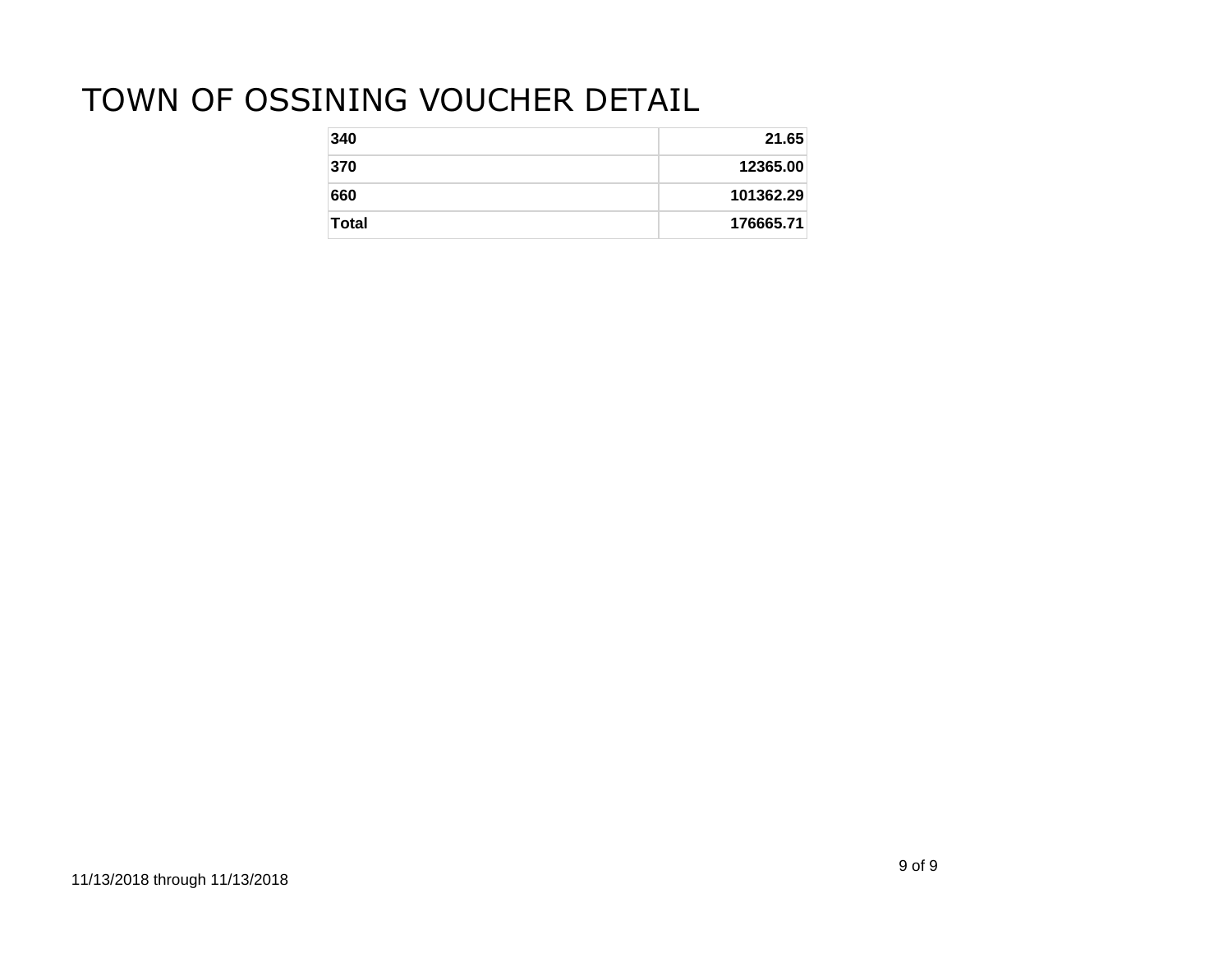# TOWN OF OSSINING VOUCHER DETAIL

| | |
|---|---|
| **340** | **21.65** |
| **370** | **12365.00** |
| **660** | **101362.29** |
| **Total** | **176665.71** |

11/13/2018 through 11/13/2018